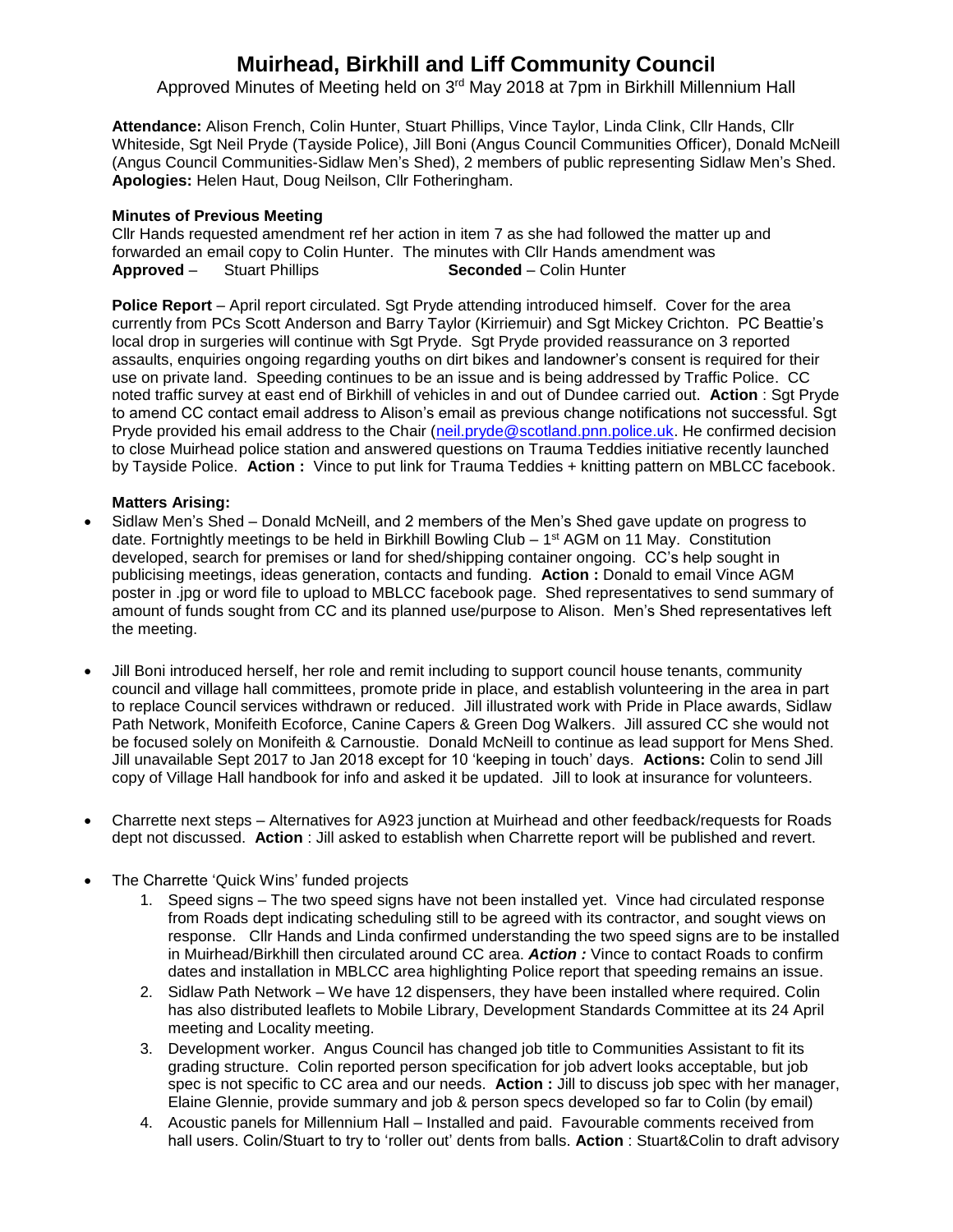# Muirhead, Birkhill and Liff Community Council

Approved Minutes of Meeting held on 3rd May 2018 at 7pm in Birkhill Millennium Hall

**Attendance:** Alison French, Colin Hunter, Stuart Phillips, Vince Taylor, Linda Clink, Cllr Hands, Cllr Whiteside, Sgt Neil Pryde (Tayside Police), Jill Boni (Angus Council Communities Officer), Donald McNeill (Angus Council Communities-Sidlaw Men's Shed), 2 members of public representing Sidlaw Men's Shed.
**Apologies:** Helen Haut, Doug Neilson, Cllr Fotheringham.

**Minutes of Previous Meeting**
Cllr Hands requested amendment ref her action in item 7 as she had followed the matter up and forwarded an email copy to Colin Hunter. The minutes with Cllr Hands amendment was
**Approved** – Stuart Phillips **Seconded** – Colin Hunter

**Police Report** – April report circulated. Sgt Pryde attending introduced himself. Cover for the area currently from PCs Scott Anderson and Barry Taylor (Kirriemuir) and Sgt Mickey Crichton. PC Beattie's local drop in surgeries will continue with Sgt Pryde. Sgt Pryde provided reassurance on 3 reported assaults, enquiries ongoing regarding youths on dirt bikes and landowner's consent is required for their use on private land. Speeding continues to be an issue and is being addressed by Traffic Police. CC noted traffic survey at east end of Birkhill of vehicles in and out of Dundee carried out. **Action** : Sgt Pryde to amend CC contact email address to Alison's email as previous change notifications not successful. Sgt Pryde provided his email address to the Chair (neil.pryde@scotland.pnn.police.uk. He confirmed decision to close Muirhead police station and answered questions on Trauma Teddies initiative recently launched by Tayside Police. **Action :** Vince to put link for Trauma Teddies + knitting pattern on MBLCC facebook.

**Matters Arising:**

- Sidlaw Men's Shed – Donald McNeill, and 2 members of the Men's Shed gave update on progress to date. Fortnightly meetings to be held in Birkhill Bowling Club – 1st AGM on 11 May. Constitution developed, search for premises or land for shed/shipping container ongoing. CC's help sought in publicising meetings, ideas generation, contacts and funding. **Action :** Donald to email Vince AGM poster in .jpg or word file to upload to MBLCC facebook page. Shed representatives to send summary of amount of funds sought from CC and its planned use/purpose to Alison. Men's Shed representatives left the meeting.

- Jill Boni introduced herself, her role and remit including to support council house tenants, community council and village hall committees, promote pride in place, and establish volunteering in the area in part to replace Council services withdrawn or reduced. Jill illustrated work with Pride in Place awards, Sidlaw Path Network, Monifeith Ecoforce, Canine Capers & Green Dog Walkers. Jill assured CC she would not be focused solely on Monifeith & Carnoustie. Donald McNeill to continue as lead support for Mens Shed. Jill unavailable Sept 2017 to Jan 2018 except for 10 'keeping in touch' days. **Actions:** Colin to send Jill copy of Village Hall handbook for info and asked it be updated. Jill to look at insurance for volunteers.

- Charrette next steps – Alternatives for A923 junction at Muirhead and other feedback/requests for Roads dept not discussed. **Action** : Jill asked to establish when Charrette report will be published and revert.

- The Charrette 'Quick Wins' funded projects
  1. Speed signs – The two speed signs have not been installed yet. Vince had circulated response from Roads dept indicating scheduling still to be agreed with its contractor, and sought views on response. Cllr Hands and Linda confirmed understanding the two speed signs are to be installed in Muirhead/Birkhill then circulated around CC area. ***Action :*** Vince to contact Roads to confirm dates and installation in MBLCC area highlighting Police report that speeding remains an issue.
  2. Sidlaw Path Network – We have 12 dispensers, they have been installed where required. Colin has also distributed leaflets to Mobile Library, Development Standards Committee at its 24 April meeting and Locality meeting.
  3. Development worker. Angus Council has changed job title to Communities Assistant to fit its grading structure. Colin reported person specification for job advert looks acceptable, but job spec is not specific to CC area and our needs. **Action :** Jill to discuss job spec with her manager, Elaine Glennie, provide summary and job & person specs developed so far to Colin (by email)
  4. Acoustic panels for Millennium Hall – Installed and paid. Favourable comments received from hall users. Colin/Stuart to try to 'roller out' dents from balls. **Action** : Stuart&Colin to draft advisory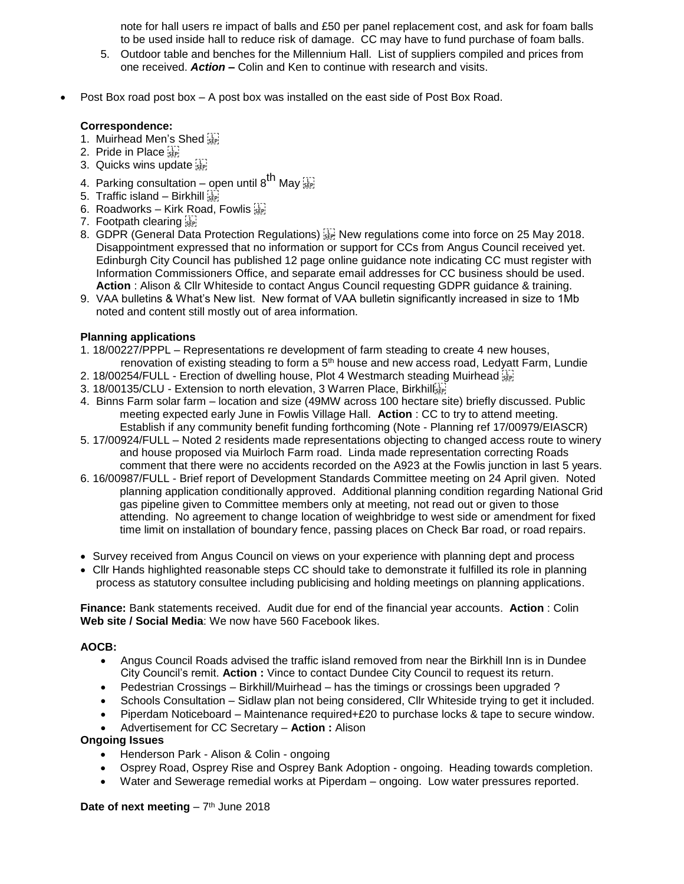note for hall users re impact of balls and £50 per panel replacement cost, and ask for foam balls to be used inside hall to reduce risk of damage. CC may have to fund purchase of foam balls.

5. Outdoor table and benches for the Millennium Hall. List of suppliers compiled and prices from one received. ***Action –*** Colin and Ken to continue with research and visits.

- Post Box road post box – A post box was installed on the east side of Post Box Road.

**Correspondence:**

1. Muirhead Men's Shed
2. Pride in Place
3. Quicks wins update
4. Parking consultation – open until 8th May
5. Traffic island – Birkhill
6. Roadworks – Kirk Road, Fowlis
7. Footpath clearing
8. GDPR (General Data Protection Regulations) New regulations come into force on 25 May 2018. Disappointment expressed that no information or support for CCs from Angus Council received yet. Edinburgh City Council has published 12 page online guidance note indicating CC must register with Information Commissioners Office, and separate email addresses for CC business should be used. **Action** : Alison & Cllr Whiteside to contact Angus Council requesting GDPR guidance & training.
9. VAA bulletins & What's New list. New format of VAA bulletin significantly increased in size to 1Mb noted and content still mostly out of area information.

**Planning applications**

1. 18/00227/PPPL – Representations re development of farm steading to create 4 new houses, renovation of existing steading to form a 5th house and new access road, Ledyatt Farm, Lundie
2. 18/00254/FULL - Erection of dwelling house, Plot 4 Westmarch steading Muirhead
3. 18/00135/CLU - Extension to north elevation, 3 Warren Place, Birkhill
4. Binns Farm solar farm – location and size (49MW across 100 hectare site) briefly discussed. Public meeting expected early June in Fowlis Village Hall. **Action** : CC to try to attend meeting. Establish if any community benefit funding forthcoming (Note - Planning ref 17/00979/EIASCR)
5. 17/00924/FULL – Noted 2 residents made representations objecting to changed access route to winery and house proposed via Muirloch Farm road. Linda made representation correcting Roads comment that there were no accidents recorded on the A923 at the Fowlis junction in last 5 years.
6. 16/00987/FULL - Brief report of Development Standards Committee meeting on 24 April given. Noted planning application conditionally approved. Additional planning condition regarding National Grid gas pipeline given to Committee members only at meeting, not read out or given to those attending. No agreement to change location of weighbridge to west side or amendment for fixed time limit on installation of boundary fence, passing places on Check Bar road, or road repairs.

- Survey received from Angus Council on views on your experience with planning dept and process
- Cllr Hands highlighted reasonable steps CC should take to demonstrate it fulfilled its role in planning process as statutory consultee including publicising and holding meetings on planning applications.

**Finance:** Bank statements received. Audit due for end of the financial year accounts. **Action** : Colin
**Web site / Social Media**: We now have 560 Facebook likes.

**AOCB:**

- Angus Council Roads advised the traffic island removed from near the Birkhill Inn is in Dundee City Council's remit. **Action :** Vince to contact Dundee City Council to request its return.
- Pedestrian Crossings – Birkhill/Muirhead – has the timings or crossings been upgraded ?
- Schools Consultation – Sidlaw plan not being considered, Cllr Whiteside trying to get it included.
- Piperdam Noticeboard – Maintenance required+£20 to purchase locks & tape to secure window.
- Advertisement for CC Secretary – **Action :** Alison

**Ongoing Issues**

- Henderson Park - Alison & Colin - ongoing
- Osprey Road, Osprey Rise and Osprey Bank Adoption - ongoing. Heading towards completion.
- Water and Sewerage remedial works at Piperdam – ongoing. Low water pressures reported.

**Date of next meeting** – 7th June 2018